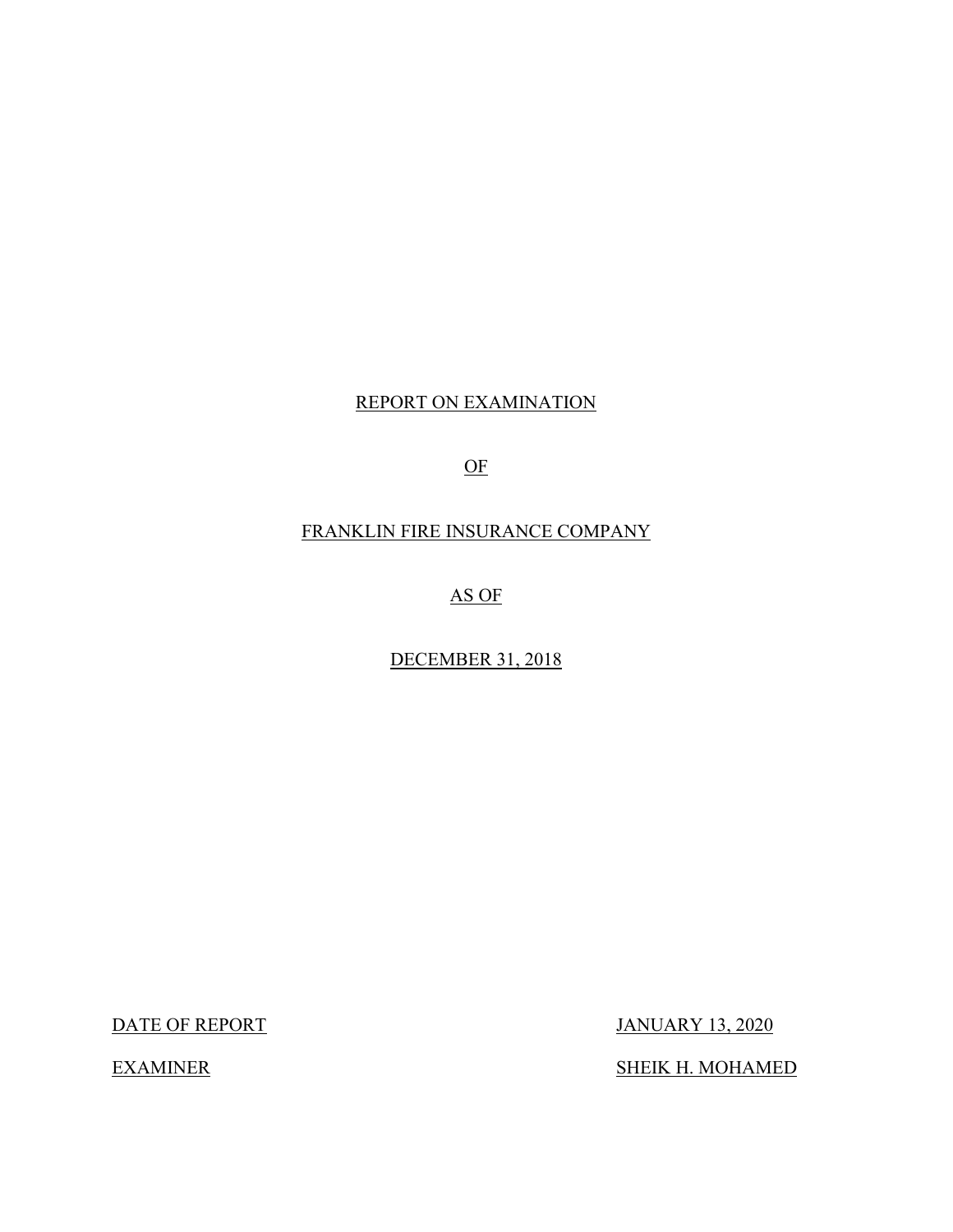# REPORT ON EXAMINATION

# OF

# FRANKLIN FIRE INSURANCE COMPANY

# AS OF

# DECEMBER 31, 2018

| | |
|---|---|
| DATE OF REPORT | JANUARY 13, 2020 |
| EXAMINER | SHEIK H. MOHAMED |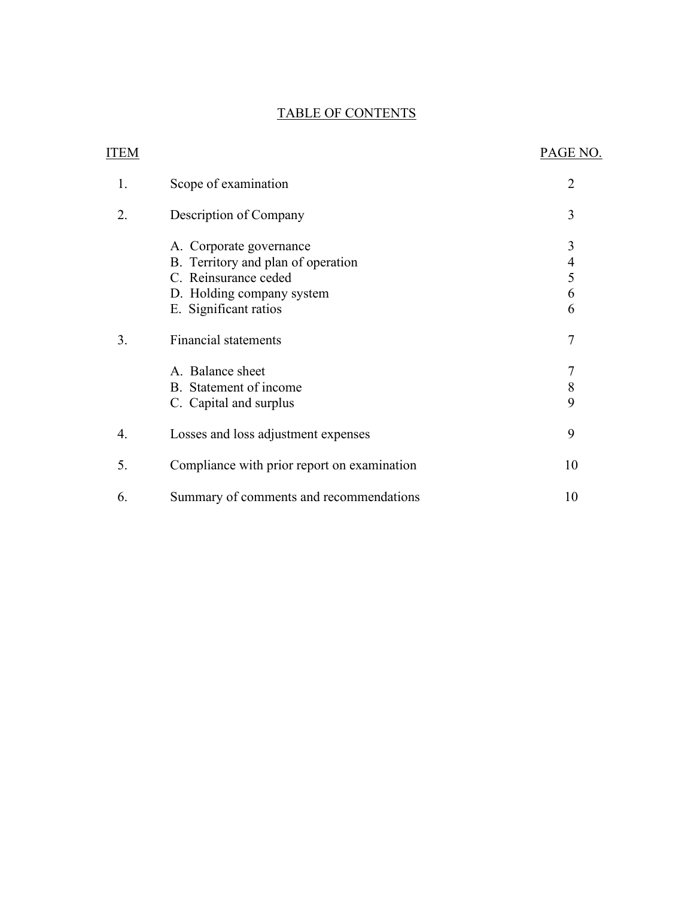# TABLE OF CONTENTS

| ITEM | | PAGE NO. |
|---|---|---|
| 1. | Scope of examination | 2 |
| 2. | Description of Company | 3 |
| | A. Corporate governance | 3 |
| | B. Territory and plan of operation | 4 |
| | C. Reinsurance ceded | 5 |
| | D. Holding company system | 6 |
| | E. Significant ratios | 6 |
| 3. | Financial statements | 7 |
| | A. Balance sheet | 7 |
| | B. Statement of income | 8 |
| | C. Capital and surplus | 9 |
| 4. | Losses and loss adjustment expenses | 9 |
| 5. | Compliance with prior report on examination | 10 |
| 6. | Summary of comments and recommendations | 10 |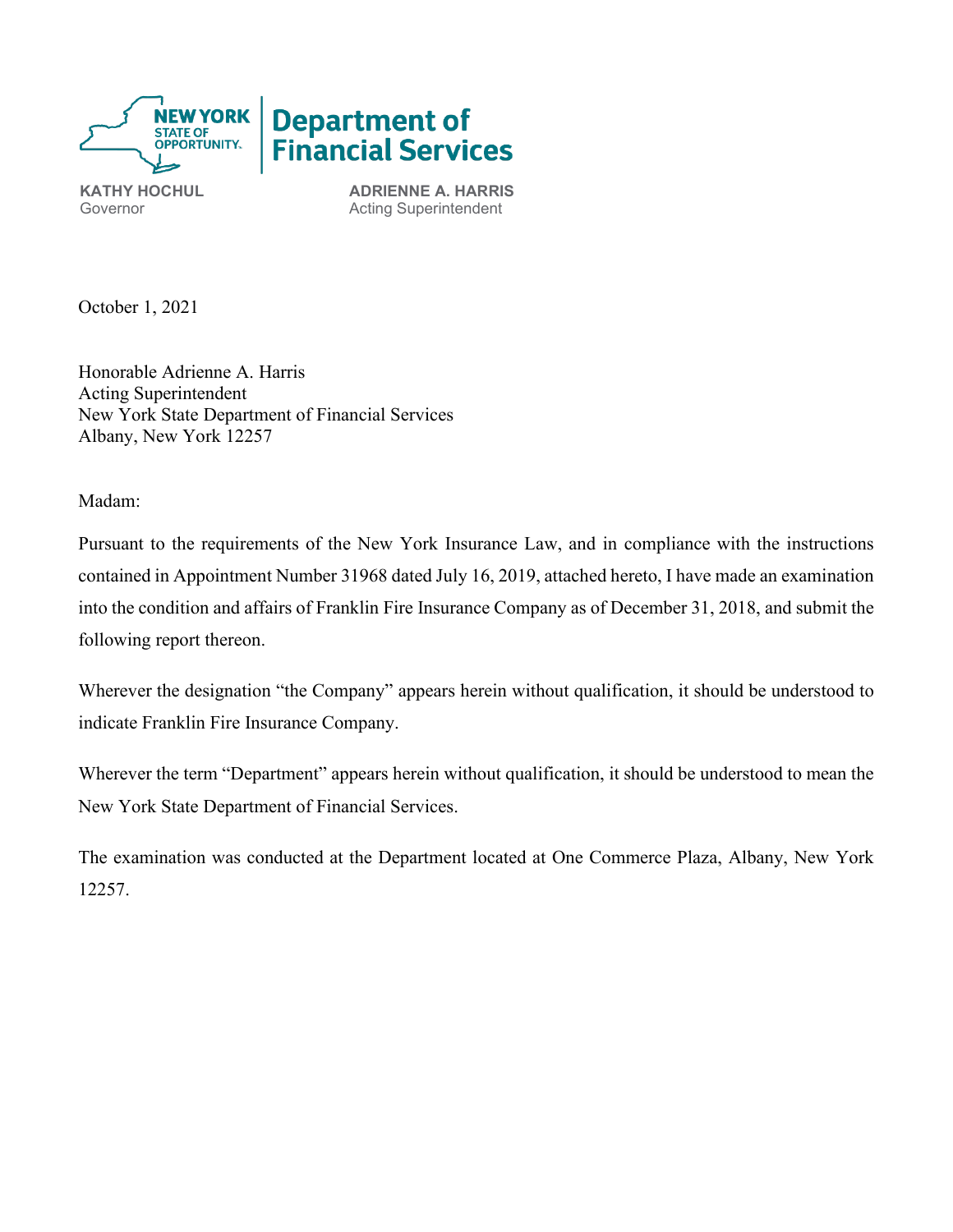**NEW YORK STATE OF OPPORTUNITY.** | **Department of Financial Services**

**KATHY HOCHUL**
Governor

**ADRIENNE A. HARRIS**
Acting Superintendent

October 1, 2021

Honorable Adrienne A. Harris
Acting Superintendent
New York State Department of Financial Services
Albany, New York 12257

Madam:

Pursuant to the requirements of the New York Insurance Law, and in compliance with the instructions contained in Appointment Number 31968 dated July 16, 2019, attached hereto, I have made an examination into the condition and affairs of Franklin Fire Insurance Company as of December 31, 2018, and submit the following report thereon.

Wherever the designation "the Company" appears herein without qualification, it should be understood to indicate Franklin Fire Insurance Company.

Wherever the term "Department" appears herein without qualification, it should be understood to mean the New York State Department of Financial Services.

The examination was conducted at the Department located at One Commerce Plaza, Albany, New York 12257.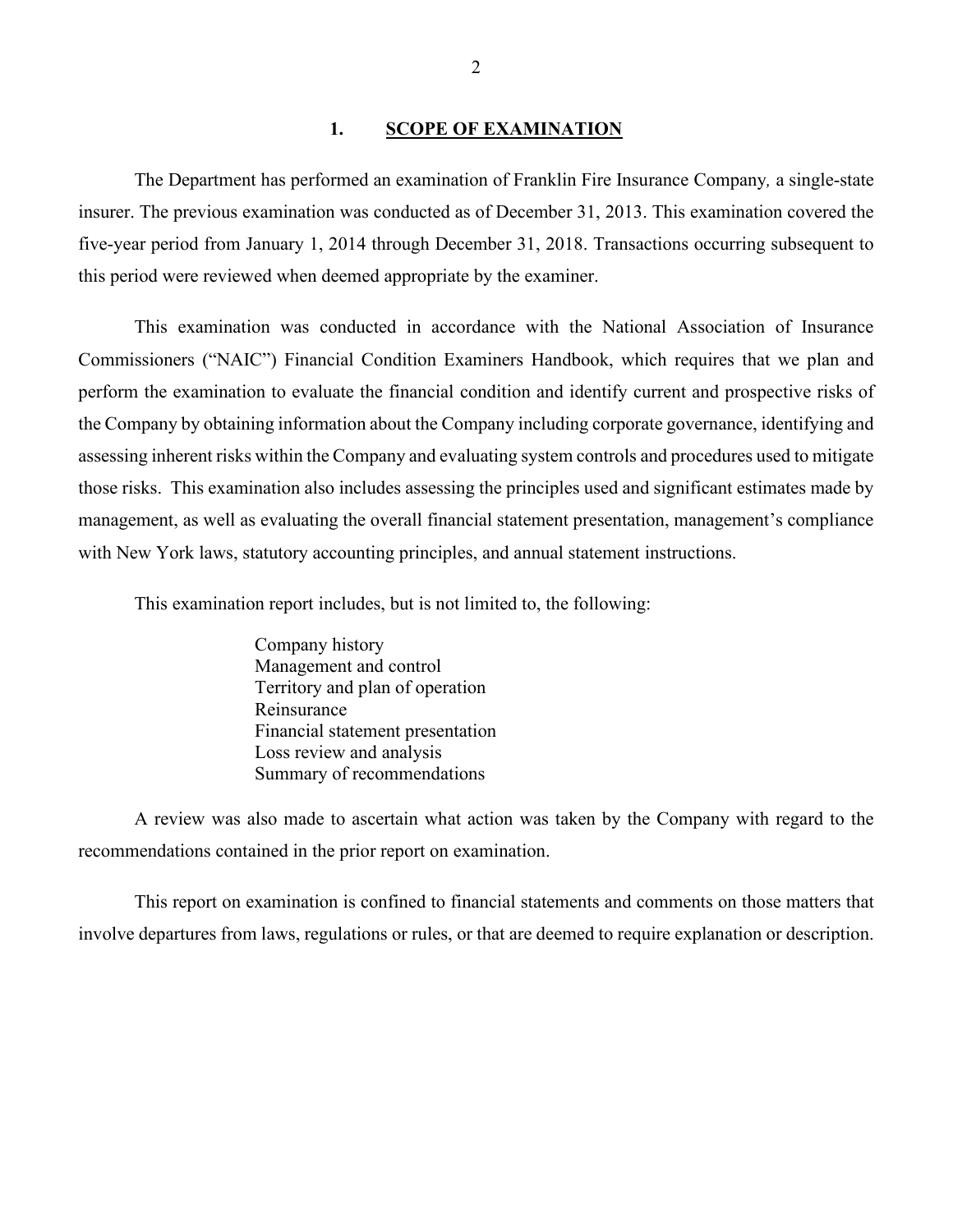## 1. SCOPE OF EXAMINATION

The Department has performed an examination of Franklin Fire Insurance Company*,* a single-state insurer. The previous examination was conducted as of December 31, 2013. This examination covered the five-year period from January 1, 2014 through December 31, 2018. Transactions occurring subsequent to this period were reviewed when deemed appropriate by the examiner.

This examination was conducted in accordance with the National Association of Insurance Commissioners ("NAIC") Financial Condition Examiners Handbook, which requires that we plan and perform the examination to evaluate the financial condition and identify current and prospective risks of the Company by obtaining information about the Company including corporate governance, identifying and assessing inherent risks within the Company and evaluating system controls and procedures used to mitigate those risks. This examination also includes assessing the principles used and significant estimates made by management, as well as evaluating the overall financial statement presentation, management's compliance with New York laws, statutory accounting principles, and annual statement instructions.

This examination report includes, but is not limited to, the following:

- Company history
- Management and control
- Territory and plan of operation
- Reinsurance
- Financial statement presentation
- Loss review and analysis
- Summary of recommendations

A review was also made to ascertain what action was taken by the Company with regard to the recommendations contained in the prior report on examination.

This report on examination is confined to financial statements and comments on those matters that involve departures from laws, regulations or rules, or that are deemed to require explanation or description.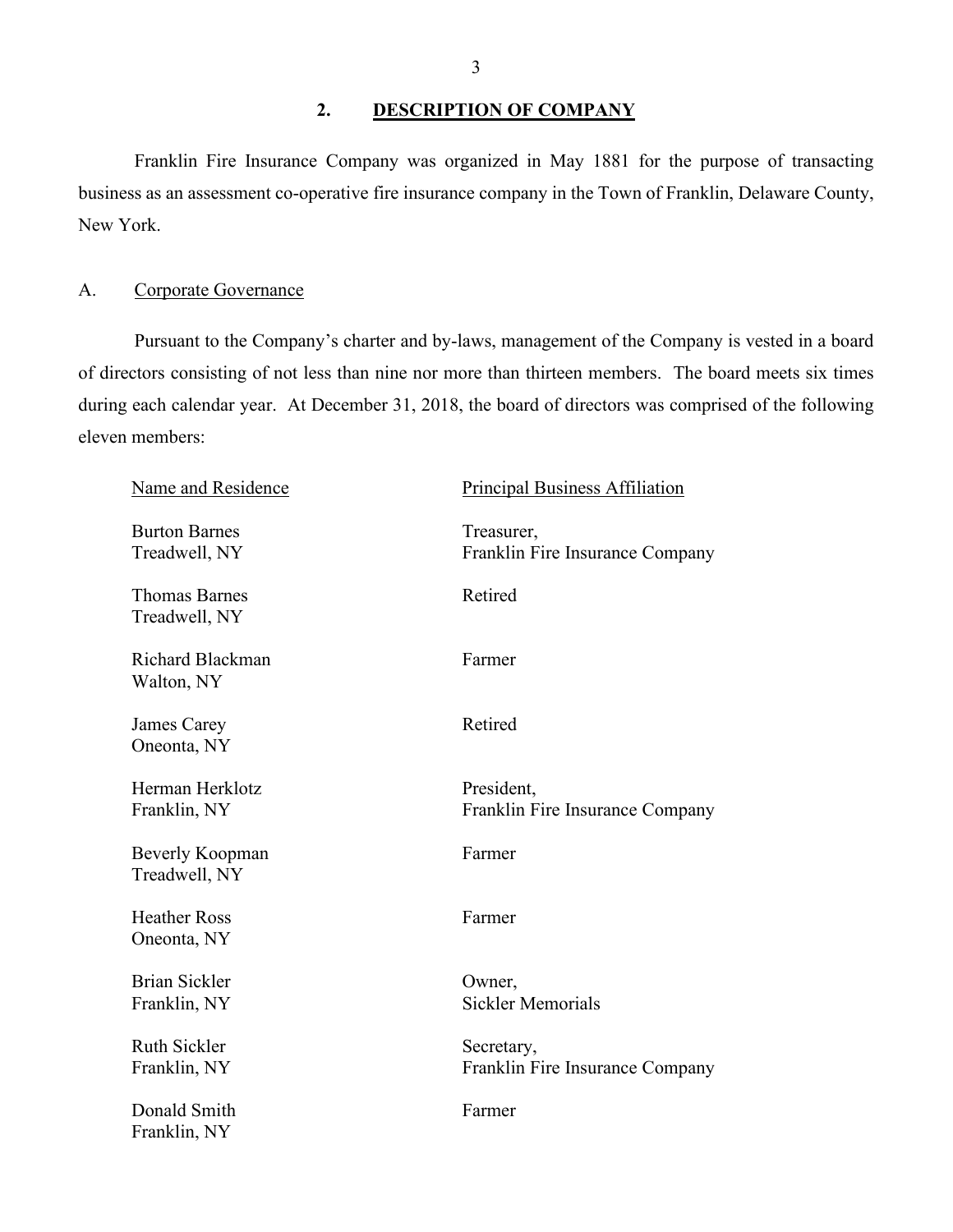## 2. DESCRIPTION OF COMPANY

Franklin Fire Insurance Company was organized in May 1881 for the purpose of transacting business as an assessment co-operative fire insurance company in the Town of Franklin, Delaware County, New York.

### A. Corporate Governance

Pursuant to the Company's charter and by-laws, management of the Company is vested in a board of directors consisting of not less than nine nor more than thirteen members. The board meets six times during each calendar year. At December 31, 2018, the board of directors was comprised of the following eleven members:

| Name and Residence | Principal Business Affiliation |
|---|---|
| Burton Barnes<br>Treadwell, NY | Treasurer,<br>Franklin Fire Insurance Company |
| Thomas Barnes<br>Treadwell, NY | Retired |
| Richard Blackman<br>Walton, NY | Farmer |
| James Carey<br>Oneonta, NY | Retired |
| Herman Herklotz<br>Franklin, NY | President,<br>Franklin Fire Insurance Company |
| Beverly Koopman<br>Treadwell, NY | Farmer |
| Heather Ross<br>Oneonta, NY | Farmer |
| Brian Sickler<br>Franklin, NY | Owner,<br>Sickler Memorials |
| Ruth Sickler<br>Franklin, NY | Secretary,<br>Franklin Fire Insurance Company |
| Donald Smith<br>Franklin, NY | Farmer |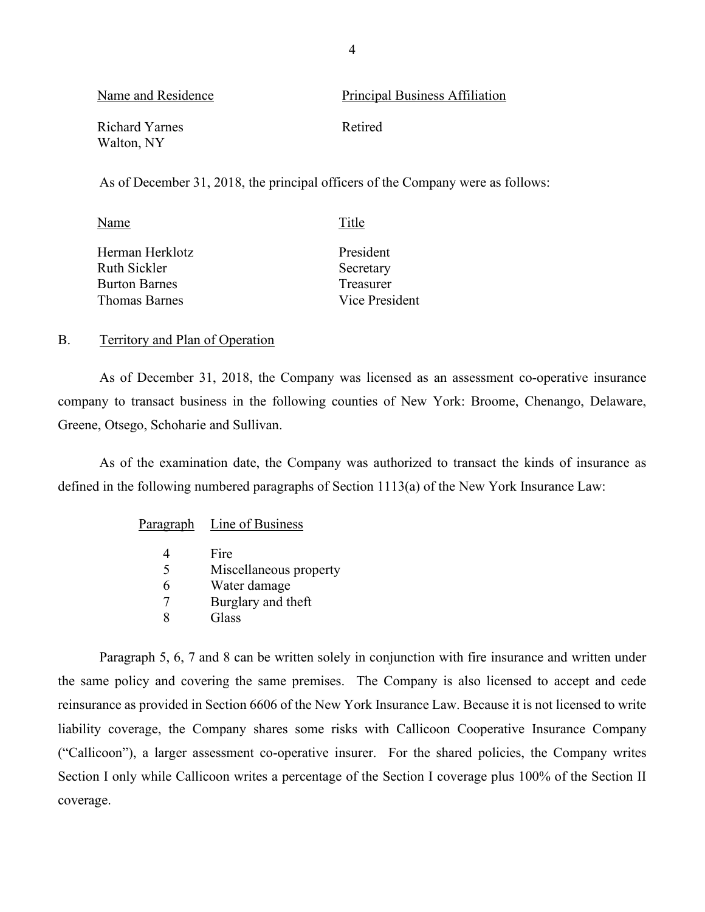| Name and Residence | Principal Business Affiliation |
| --- | --- |
| Richard Yarnes<br>Walton, NY | Retired |

As of December 31, 2018, the principal officers of the Company were as follows:

| Name | Title |
| --- | --- |
| Herman Herklotz | President |
| Ruth Sickler | Secretary |
| Burton Barnes | Treasurer |
| Thomas Barnes | Vice President |

## B. Territory and Plan of Operation

As of December 31, 2018, the Company was licensed as an assessment co-operative insurance company to transact business in the following counties of New York: Broome, Chenango, Delaware, Greene, Otsego, Schoharie and Sullivan.

As of the examination date, the Company was authorized to transact the kinds of insurance as defined in the following numbered paragraphs of Section 1113(a) of the New York Insurance Law:

| Paragraph | Line of Business |
| --- | --- |
| 4 | Fire |
| 5 | Miscellaneous property |
| 6 | Water damage |
| 7 | Burglary and theft |
| 8 | Glass |

Paragraph 5, 6, 7 and 8 can be written solely in conjunction with fire insurance and written under the same policy and covering the same premises. The Company is also licensed to accept and cede reinsurance as provided in Section 6606 of the New York Insurance Law. Because it is not licensed to write liability coverage, the Company shares some risks with Callicoon Cooperative Insurance Company ("Callicoon"), a larger assessment co-operative insurer. For the shared policies, the Company writes Section I only while Callicoon writes a percentage of the Section I coverage plus 100% of the Section II coverage.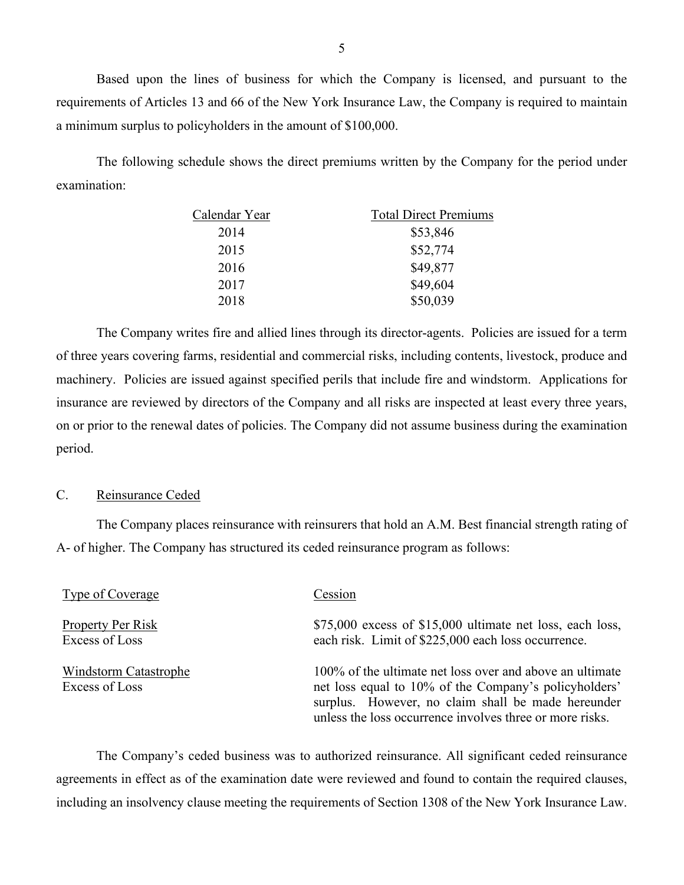Based upon the lines of business for which the Company is licensed, and pursuant to the requirements of Articles 13 and 66 of the New York Insurance Law, the Company is required to maintain a minimum surplus to policyholders in the amount of $100,000.

The following schedule shows the direct premiums written by the Company for the period under examination:

| Calendar Year | Total Direct Premiums |
|---|---|
| 2014 | $53,846 |
| 2015 | $52,774 |
| 2016 | $49,877 |
| 2017 | $49,604 |
| 2018 | $50,039 |

The Company writes fire and allied lines through its director-agents. Policies are issued for a term of three years covering farms, residential and commercial risks, including contents, livestock, produce and machinery. Policies are issued against specified perils that include fire and windstorm. Applications for insurance are reviewed by directors of the Company and all risks are inspected at least every three years, on or prior to the renewal dates of policies. The Company did not assume business during the examination period.

## C. Reinsurance Ceded

The Company places reinsurance with reinsurers that hold an A.M. Best financial strength rating of A- of higher. The Company has structured its ceded reinsurance program as follows:

| Type of Coverage | Cession |
|---|---|
| Property Per Risk Excess of Loss | $75,000 excess of $15,000 ultimate net loss, each loss, each risk. Limit of $225,000 each loss occurrence. |
| Windstorm Catastrophe Excess of Loss | 100% of the ultimate net loss over and above an ultimate net loss equal to 10% of the Company's policyholders' surplus. However, no claim shall be made hereunder unless the loss occurrence involves three or more risks. |

The Company's ceded business was to authorized reinsurance. All significant ceded reinsurance agreements in effect as of the examination date were reviewed and found to contain the required clauses, including an insolvency clause meeting the requirements of Section 1308 of the New York Insurance Law.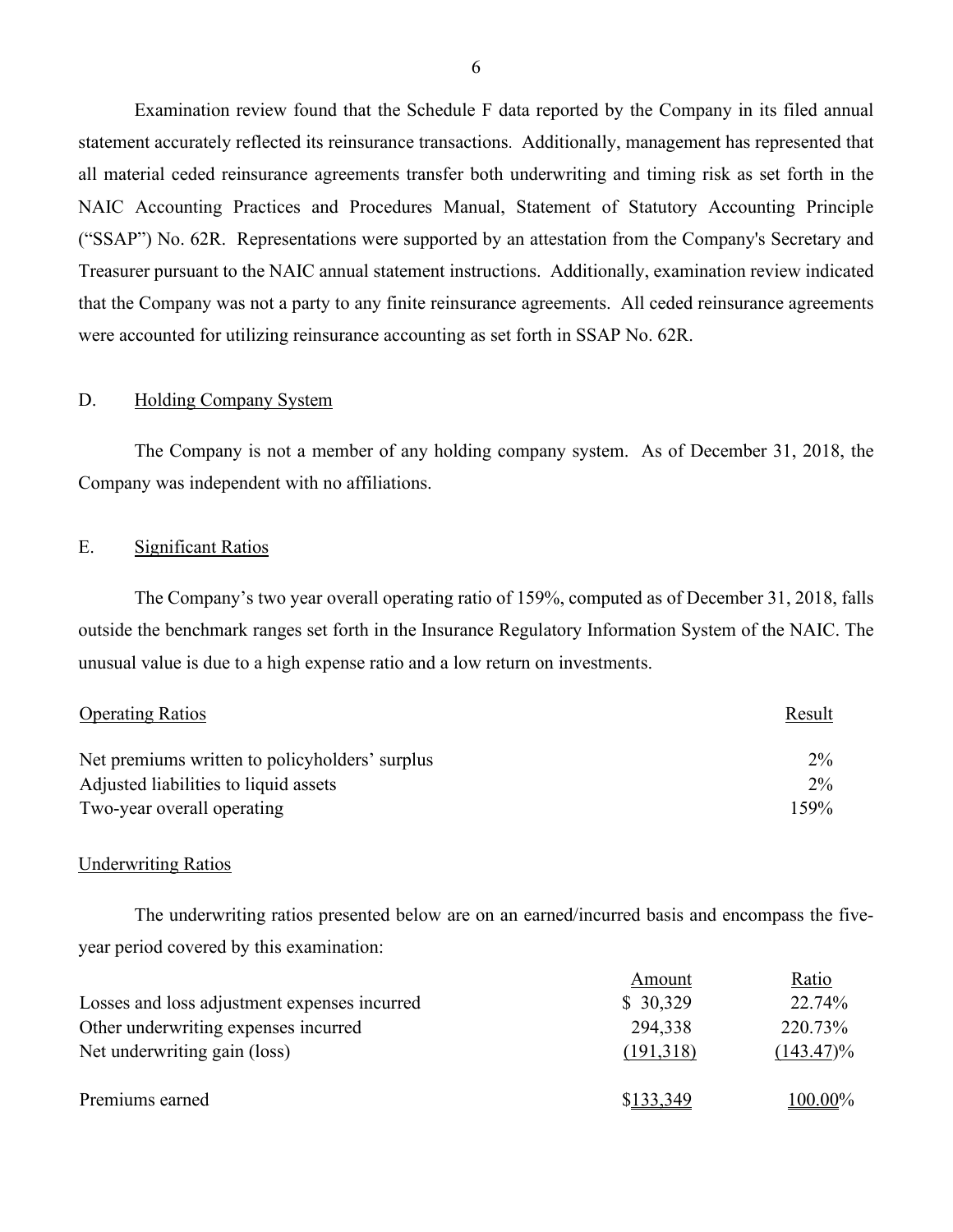Examination review found that the Schedule F data reported by the Company in its filed annual statement accurately reflected its reinsurance transactions. Additionally, management has represented that all material ceded reinsurance agreements transfer both underwriting and timing risk as set forth in the NAIC Accounting Practices and Procedures Manual, Statement of Statutory Accounting Principle ("SSAP") No. 62R. Representations were supported by an attestation from the Company's Secretary and Treasurer pursuant to the NAIC annual statement instructions. Additionally, examination review indicated that the Company was not a party to any finite reinsurance agreements. All ceded reinsurance agreements were accounted for utilizing reinsurance accounting as set forth in SSAP No. 62R.

## D. Holding Company System

The Company is not a member of any holding company system. As of December 31, 2018, the Company was independent with no affiliations.

## E. Significant Ratios

The Company's two year overall operating ratio of 159%, computed as of December 31, 2018, falls outside the benchmark ranges set forth in the Insurance Regulatory Information System of the NAIC. The unusual value is due to a high expense ratio and a low return on investments.

| Operating Ratios | Result |
|---|---|
| Net premiums written to policyholders' surplus | 2% |
| Adjusted liabilities to liquid assets | 2% |
| Two-year overall operating | 159% |

### Underwriting Ratios

The underwriting ratios presented below are on an earned/incurred basis and encompass the five-year period covered by this examination:

| | Amount | Ratio |
|---|---|---|
| Losses and loss adjustment expenses incurred | $ 30,329 | 22.74% |
| Other underwriting expenses incurred | 294,338 | 220.73% |
| Net underwriting gain (loss) | (191,318) | (143.47)% |
| Premiums earned | $133,349 | 100.00% |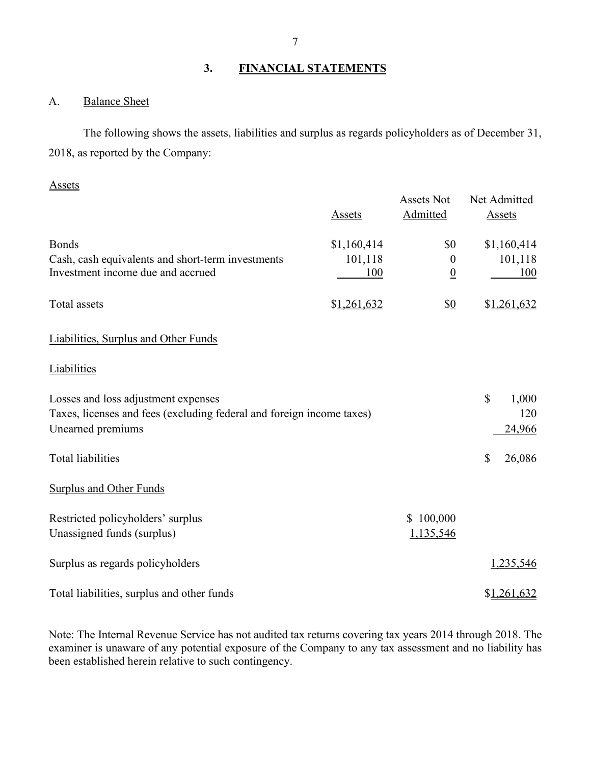## 3. FINANCIAL STATEMENTS

### A. Balance Sheet

The following shows the assets, liabilities and surplus as regards policyholders as of December 31, 2018, as reported by the Company:

Assets

| | Assets | Assets Not Admitted | Net Admitted Assets |
|---|---|---|---|
| Bonds | $1,160,414 | $0 | $1,160,414 |
| Cash, cash equivalents and short-term investments | 101,118 | 0 | 101,118 |
| Investment income due and accrued | 100 | 0 | 100 |
| Total assets | $1,261,632 | $0 | $1,261,632 |

Liabilities, Surplus and Other Funds

| | | |
|---|---|---|
| **Liabilities** | | |
| Losses and loss adjustment expenses | | $ 1,000 |
| Taxes, licenses and fees (excluding federal and foreign income taxes) | | 120 |
| Unearned premiums | | 24,966 |
| Total liabilities | | $ 26,086 |
| **Surplus and Other Funds** | | |
| Restricted policyholders' surplus | $ 100,000 | |
| Unassigned funds (surplus) | 1,135,546 | |
| Surplus as regards policyholders | | 1,235,546 |
| Total liabilities, surplus and other funds | | $1,261,632 |

Note: The Internal Revenue Service has not audited tax returns covering tax years 2014 through 2018. The examiner is unaware of any potential exposure of the Company to any tax assessment and no liability has been established herein relative to such contingency.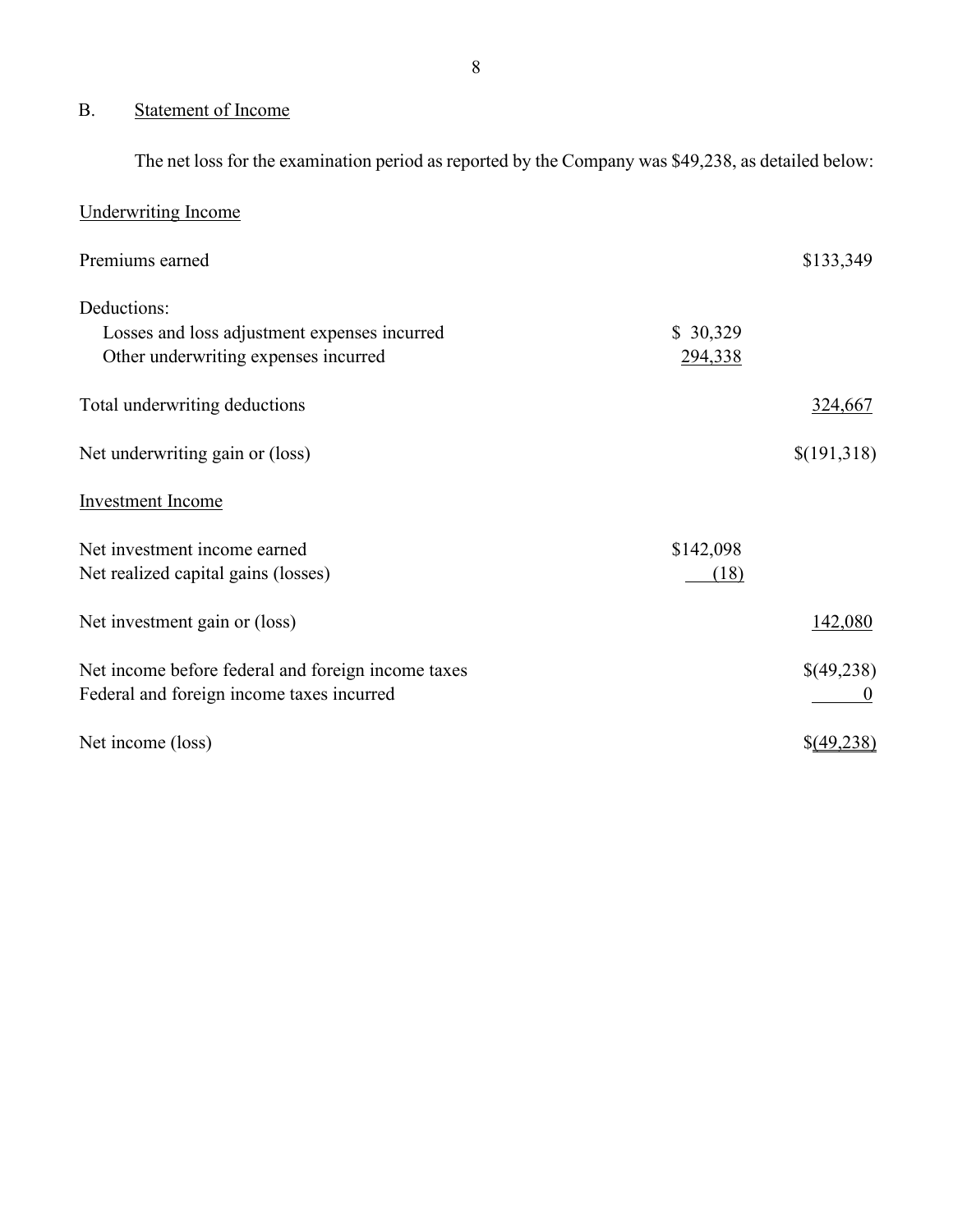## B. Statement of Income

The net loss for the examination period as reported by the Company was $49,238, as detailed below:

| | | |
|---|---|---|
| Underwriting Income | | |
| Premiums earned | | $133,349 |
| Deductions: | | |
| Losses and loss adjustment expenses incurred | $ 30,329 | |
| Other underwriting expenses incurred | 294,338 | |
| Total underwriting deductions | | 324,667 |
| Net underwriting gain or (loss) | | $(191,318) |
| Investment Income | | |
| Net investment income earned | $142,098 | |
| Net realized capital gains (losses) | (18) | |
| Net investment gain or (loss) | | 142,080 |
| Net income before federal and foreign income taxes | | $(49,238) |
| Federal and foreign income taxes incurred | | 0 |
| Net income (loss) | | $(49,238) |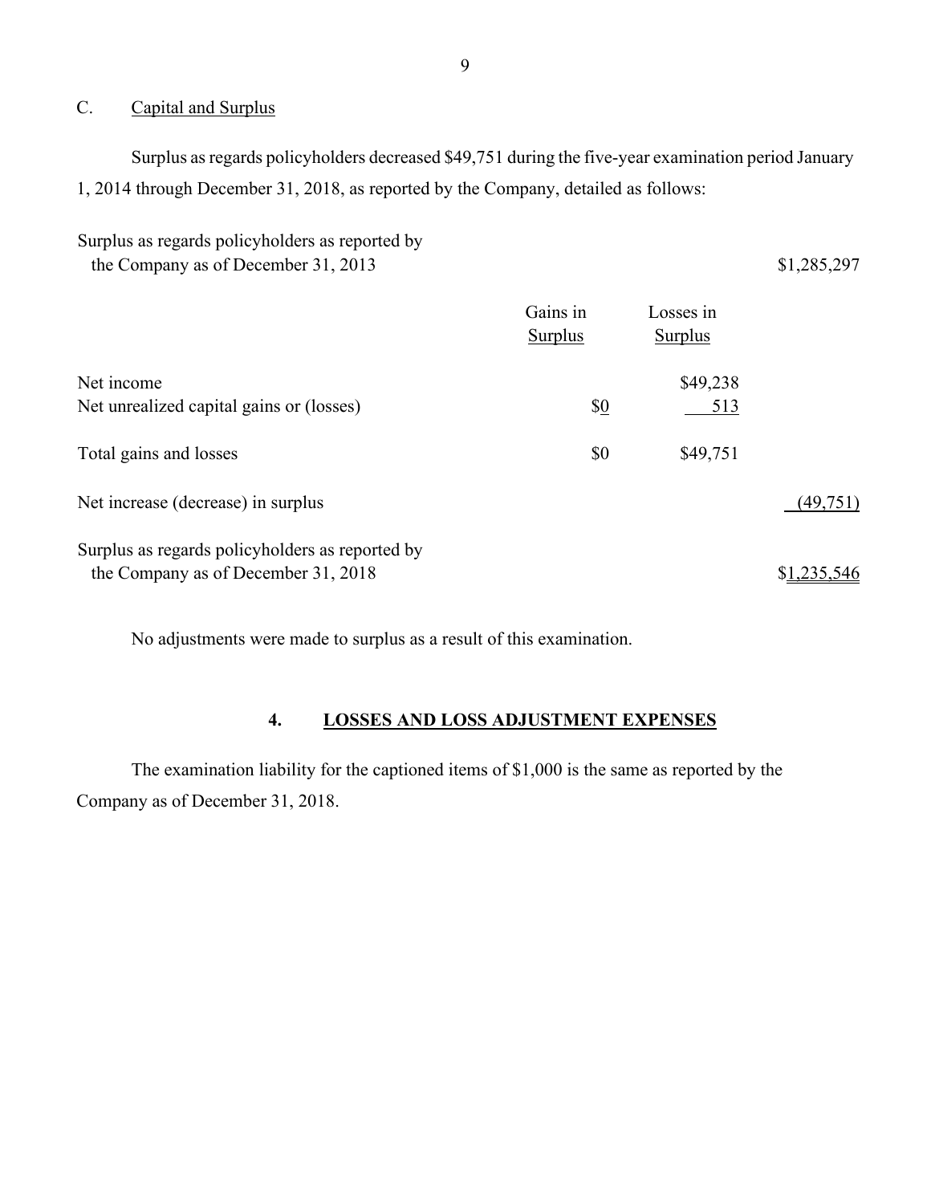## C. Capital and Surplus

Surplus as regards policyholders decreased $49,751 during the five-year examination period January 1, 2014 through December 31, 2018, as reported by the Company, detailed as follows:

| | Gains in Surplus | Losses in Surplus | |
|---|---|---|---|
| Surplus as regards policyholders as reported by the Company as of December 31, 2013 | | | $1,285,297 |
| Net income | | $49,238 | |
| Net unrealized capital gains or (losses) | $0 | 513 | |
| Total gains and losses | $0 | $49,751 | |
| Net increase (decrease) in surplus | | | (49,751) |
| Surplus as regards policyholders as reported by the Company as of December 31, 2018 | | | $1,235,546 |

No adjustments were made to surplus as a result of this examination.

## 4. LOSSES AND LOSS ADJUSTMENT EXPENSES

The examination liability for the captioned items of $1,000 is the same as reported by the Company as of December 31, 2018.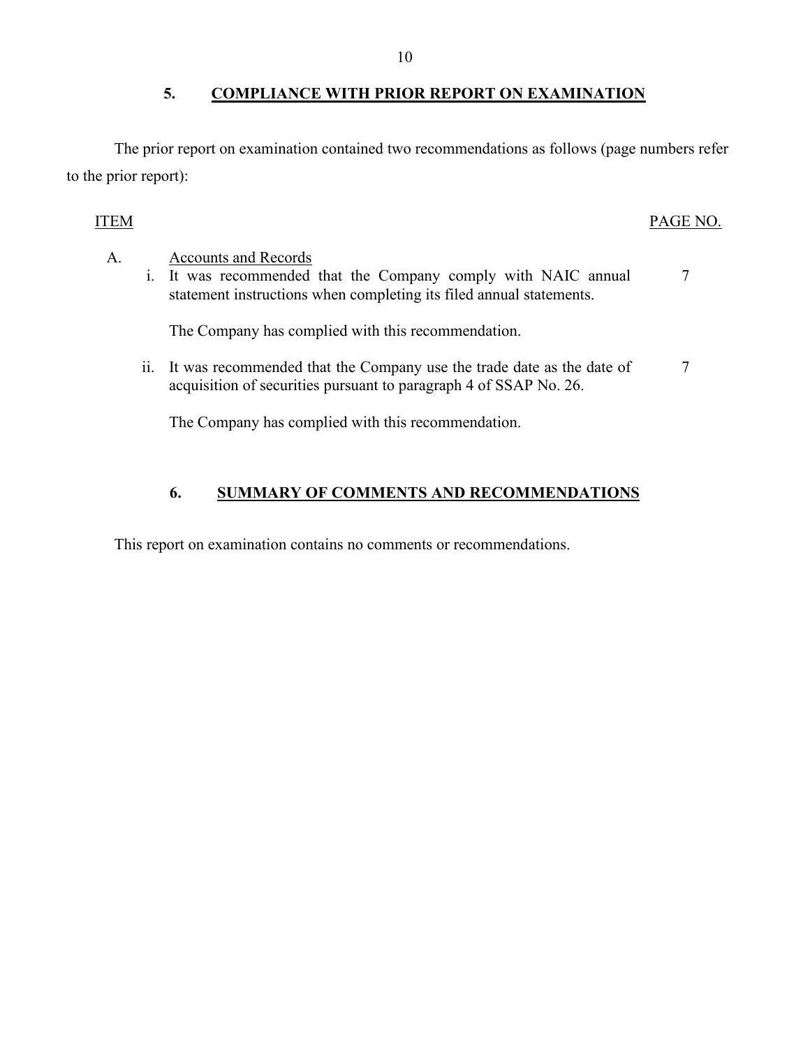## 5. COMPLIANCE WITH PRIOR REPORT ON EXAMINATION

The prior report on examination contained two recommendations as follows (page numbers refer to the prior report):

| ITEM | | PAGE NO. |
|---|---|---|
| A. | Accounts and Records | |
| | i. It was recommended that the Company comply with NAIC annual statement instructions when completing its filed annual statements.<br><br>The Company has complied with this recommendation. | 7 |
| | ii. It was recommended that the Company use the trade date as the date of acquisition of securities pursuant to paragraph 4 of SSAP No. 26.<br><br>The Company has complied with this recommendation. | 7 |

## 6. SUMMARY OF COMMENTS AND RECOMMENDATIONS

This report on examination contains no comments or recommendations.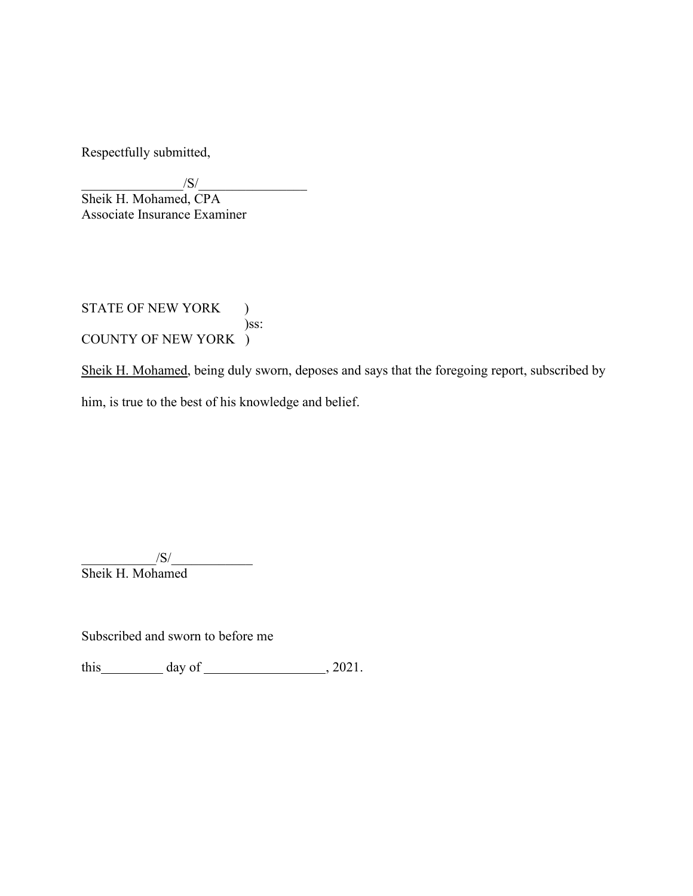Respectfully submitted,

_______________/S/________________
Sheik H. Mohamed, CPA
Associate Insurance Examiner

STATE OF NEW YORK )
)ss:
COUNTY OF NEW YORK )

Sheik H. Mohamed, being duly sworn, deposes and says that the foregoing report, subscribed by him, is true to the best of his knowledge and belief.

___________/S/____________
Sheik H. Mohamed

Subscribed and sworn to before me

this_________ day of __________________, 2021.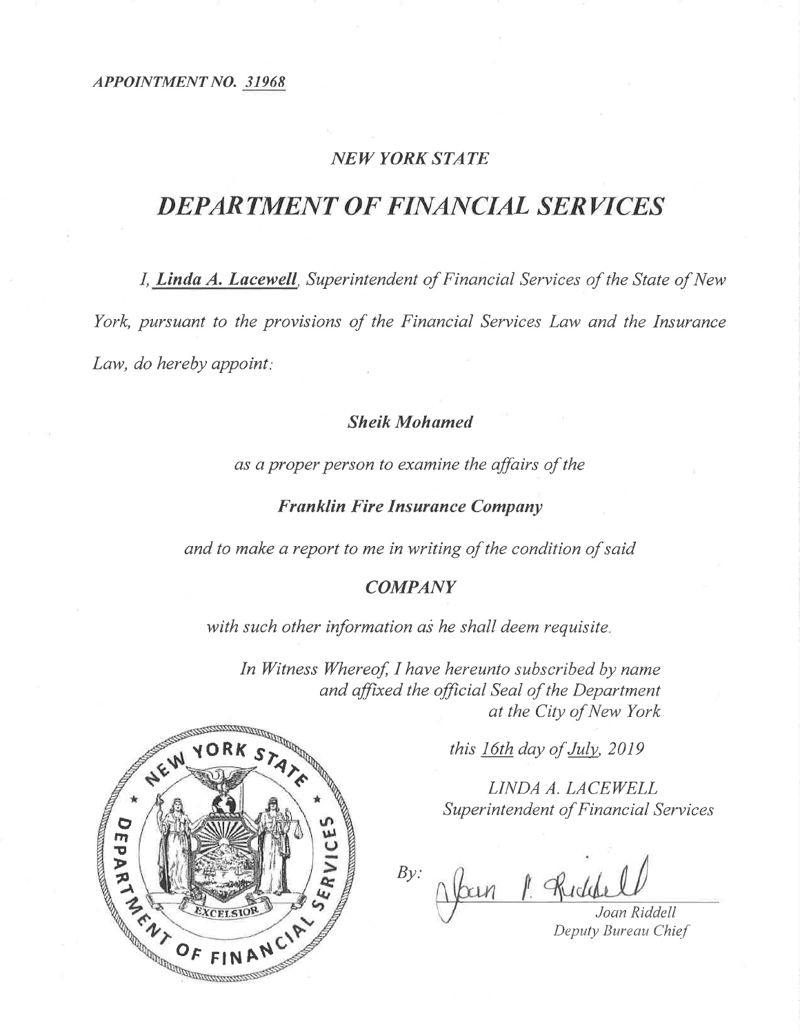*APPOINTMENT NO. 31968*

*NEW YORK STATE*

# *DEPARTMENT OF FINANCIAL SERVICES*

*I, **Linda A. Lacewell**, Superintendent of Financial Services of the State of New York, pursuant to the provisions of the Financial Services Law and the Insurance Law, do hereby appoint:*

***Sheik Mohamed***

*as a proper person to examine the affairs of the*

***Franklin Fire Insurance Company***

*and to make a report to me in writing of the condition of said*

***COMPANY***

*with such other information as he shall deem requisite.*

*In Witness Whereof, I have hereunto subscribed by name and affixed the official Seal of the Department at the City of New York*

*this 16th day of July, 2019*

*LINDA A. LACEWELL*
*Superintendent of Financial Services*

*By:* Joan P. Riddell

*Joan Riddell*
*Deputy Bureau Chief*

NEW YORK STATE DEPARTMENT OF FINANCIAL SERVICES
EXCELSIOR